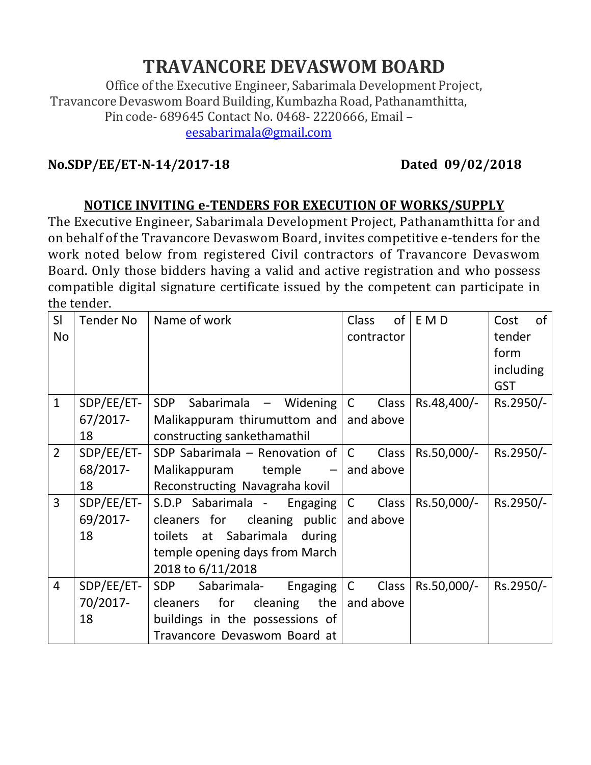# TRAVANCORE DEVASWOM BOARD

Office of the Executive Engineer, Sabarimala Development Project,
Travancore Devaswom Board Building, Kumbazha Road, Pathanamthitta,
Pin code- 689645 Contact No. 0468- 2220666, Email – eesabarimala@gmail.com

**No.SDP/EE/ET-N-14/2017-18** **Dated 09/02/2018**

## NOTICE INVITING e-TENDERS FOR EXECUTION OF WORKS/SUPPLY

The Executive Engineer, Sabarimala Development Project, Pathanamthitta for and on behalf of the Travancore Devaswom Board, invites competitive e-tenders for the work noted below from registered Civil contractors of Travancore Devaswom Board. Only those bidders having a valid and active registration and who possess compatible digital signature certificate issued by the competent can participate in the tender.

| Sl No | Tender No | Name of work | Class of contractor | E M D | Cost of tender form including GST |
|---|---|---|---|---|---|
| 1 | SDP/EE/ET-67/2017-18 | SDP Sabarimala – Widening Malikappuram thirumuttom and constructing sankethamathil | C Class and above | Rs.48,400/- | Rs.2950/- |
| 2 | SDP/EE/ET-68/2017-18 | SDP Sabarimala – Renovation of Malikappuram temple – Reconstructing Navagraha kovil | C Class and above | Rs.50,000/- | Rs.2950/- |
| 3 | SDP/EE/ET-69/2017-18 | S.D.P Sabarimala - Engaging cleaners for cleaning public toilets at Sabarimala during temple opening days from March 2018 to 6/11/2018 | C Class and above | Rs.50,000/- | Rs.2950/- |
| 4 | SDP/EE/ET-70/2017-18 | SDP Sabarimala- Engaging cleaners for cleaning the buildings in the possessions of Travancore Devaswom Board at | C Class and above | Rs.50,000/- | Rs.2950/- |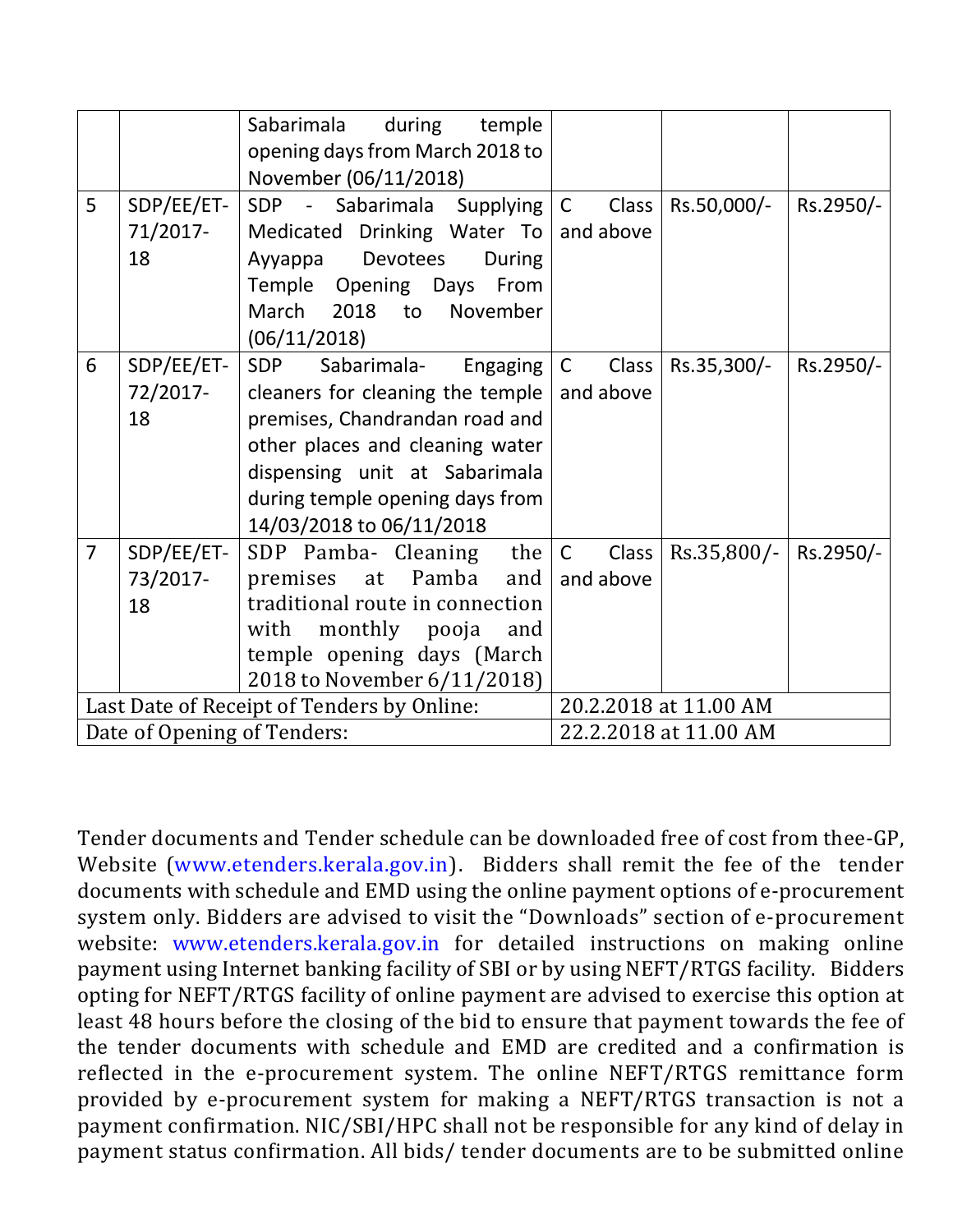| | | | | | |
|---|---|---|---|---|---|
| | | Sabarimala during temple opening days from March 2018 to November (06/11/2018) | | | |
| 5 | SDP/EE/ET-71/2017-18 | SDP - Sabarimala Supplying Medicated Drinking Water To Ayyappa Devotees During Temple Opening Days From March 2018 to November (06/11/2018) | C Class and above | Rs.50,000/- | Rs.2950/- |
| 6 | SDP/EE/ET-72/2017-18 | SDP Sabarimala- Engaging cleaners for cleaning the temple premises, Chandrandan road and other places and cleaning water dispensing unit at Sabarimala during temple opening days from 14/03/2018 to 06/11/2018 | C Class and above | Rs.35,300/- | Rs.2950/- |
| 7 | SDP/EE/ET-73/2017-18 | SDP Pamba- Cleaning the premises at Pamba and traditional route in connection with monthly pooja and temple opening days (March 2018 to November 6/11/2018) | C Class and above | Rs.35,800/- | Rs.2950/- |
| Last Date of Receipt of Tenders by Online: | | | 20.2.2018 at 11.00 AM | | |
| Date of Opening of Tenders: | | | 22.2.2018 at 11.00 AM | | |

Tender documents and Tender schedule can be downloaded free of cost from thee-GP, Website (www.etenders.kerala.gov.in). Bidders shall remit the fee of the tender documents with schedule and EMD using the online payment options of e-procurement system only. Bidders are advised to visit the "Downloads" section of e-procurement website: www.etenders.kerala.gov.in for detailed instructions on making online payment using Internet banking facility of SBI or by using NEFT/RTGS facility. Bidders opting for NEFT/RTGS facility of online payment are advised to exercise this option at least 48 hours before the closing of the bid to ensure that payment towards the fee of the tender documents with schedule and EMD are credited and a confirmation is reflected in the e-procurement system. The online NEFT/RTGS remittance form provided by e-procurement system for making a NEFT/RTGS transaction is not a payment confirmation. NIC/SBI/HPC shall not be responsible for any kind of delay in payment status confirmation. All bids/ tender documents are to be submitted online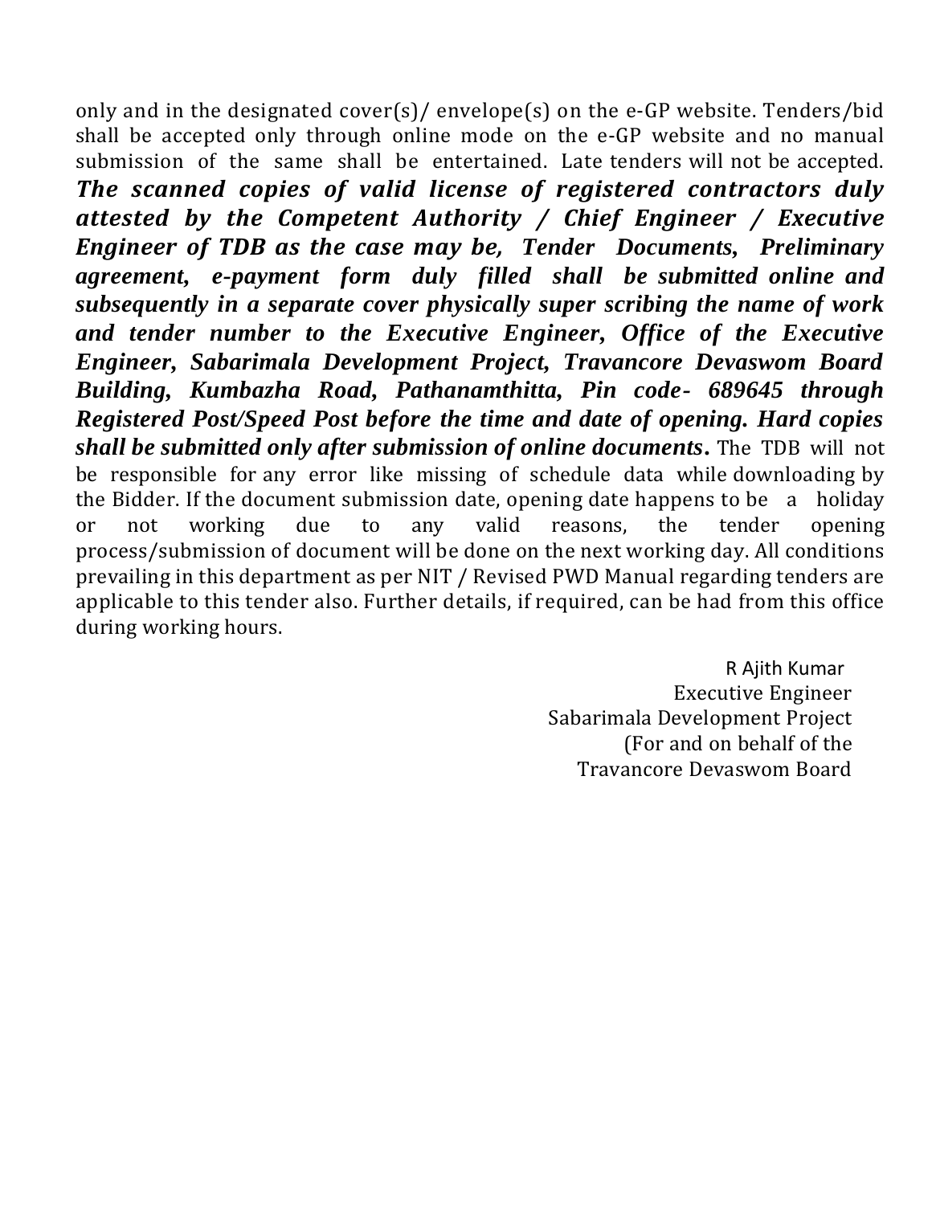only and in the designated cover(s)/ envelope(s) on the e-GP website. Tenders/bid shall be accepted only through online mode on the e-GP website and no manual submission of the same shall be entertained. Late tenders will not be accepted. ***The scanned copies of valid license of registered contractors duly attested by the Competent Authority / Chief Engineer / Executive Engineer of TDB as the case may be, Tender Documents, Preliminary agreement, e-payment form duly filled shall be submitted online and subsequently in a separate cover physically super scribing the name of work and tender number to the Executive Engineer, Office of the Executive Engineer, Sabarimala Development Project, Travancore Devaswom Board Building, Kumbazha Road, Pathanamthitta, Pin code- 689645 through Registered Post/Speed Post before the time and date of opening. Hard copies shall be submitted only after submission of online documents*.** The TDB will not be responsible for any error like missing of schedule data while downloading by the Bidder. If the document submission date, opening date happens to be a holiday or not working due to any valid reasons, the tender opening process/submission of document will be done on the next working day. All conditions prevailing in this department as per NIT / Revised PWD Manual regarding tenders are applicable to this tender also. Further details, if required, can be had from this office during working hours.

R Ajith Kumar
Executive Engineer
Sabarimala Development Project
(For and on behalf of the
Travancore Devaswom Board